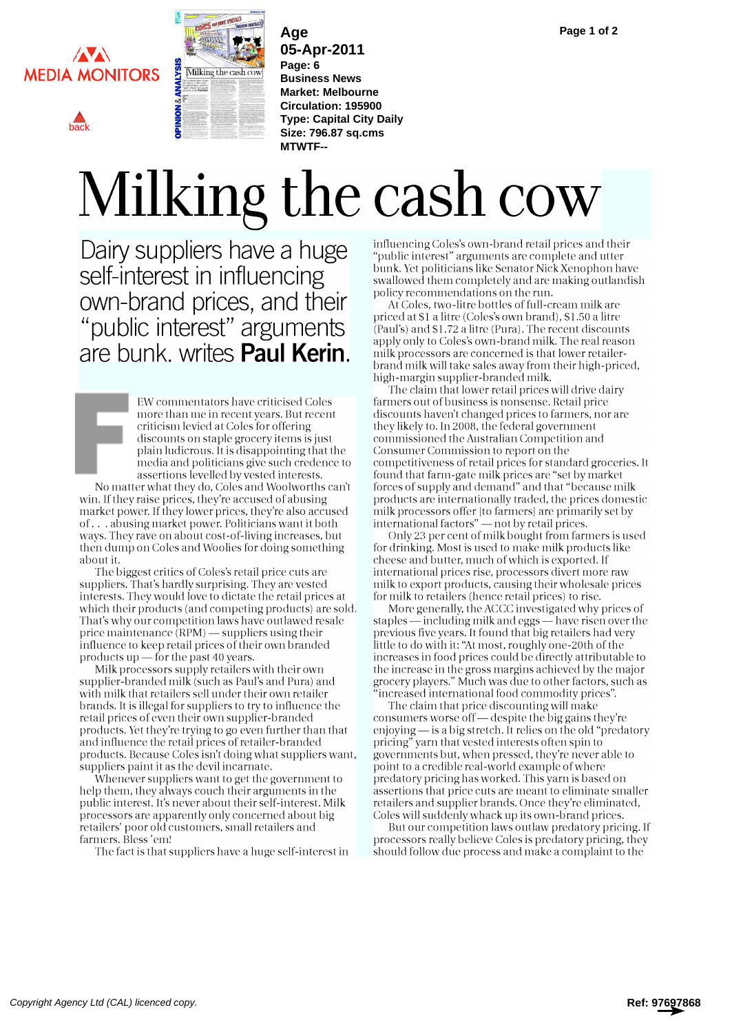# Milking the cash cow

## Dairy suppliers have a huge self-interest in influencing own-brand prices, and their "public interest" arguments are bunk. writes **Paul Kerin**.

FEW commentators have criticised Coles more than me in recent years. But recent criticism levied at Coles for offering discounts on staple grocery items is just plain ludicrous. It is disappointing that the media and politicians give such credence to assertions levelled by vested interests.

No matter what they do, Coles and Woolworths can't win. If they raise prices, they're accused of abusing market power. If they lower prices, they're also accused of . . . abusing market power. Politicians want it both ways. They rave on about cost-of-living increases, but then dump on Coles and Woolies for doing something about it.

The biggest critics of Coles's retail price cuts are suppliers. That's hardly surprising. They are vested interests. They would love to dictate the retail prices at which their products (and competing products) are sold. That's why our competition laws have outlawed resale price maintenance (RPM) — suppliers using their influence to keep retail prices of their own branded products up — for the past 40 years.

Milk processors supply retailers with their own supplier-branded milk (such as Paul's and Pura) and with milk that retailers sell under their own retailer brands. It is illegal for suppliers to try to influence the retail prices of even their own supplier-branded products. Yet they're trying to go even further than that and influence the retail prices of retailer-branded products. Because Coles isn't doing what suppliers want, suppliers paint it as the devil incarnate.

Whenever suppliers want to get the government to help them, they always couch their arguments in the public interest. It's never about their self-interest. Milk processors are apparently only concerned about big retailers' poor old customers, small retailers and farmers. Bless 'em!

The fact is that suppliers have a huge self-interest in influencing Coles's own-brand retail prices and their "public interest" arguments are complete and utter bunk. Yet politicians like Senator Nick Xenophon have swallowed them completely and are making outlandish policy recommendations on the run.

At Coles, two-litre bottles of full-cream milk are priced at $1 a litre (Coles's own brand), $1.50 a litre (Paul's) and $1.72 a litre (Pura). The recent discounts apply only to Coles's own-brand milk. The real reason milk processors are concerned is that lower retailer-brand milk will take sales away from their high-priced, high-margin supplier-branded milk.

The claim that lower retail prices will drive dairy farmers out of business is nonsense. Retail price discounts haven't changed prices to farmers, nor are they likely to. In 2008, the federal government commissioned the Australian Competition and Consumer Commission to report on the competitiveness of retail prices for standard groceries. It found that farm-gate milk prices are "set by market forces of supply and demand" and that "because milk products are internationally traded, the prices domestic milk processors offer [to farmers] are primarily set by international factors" — not by retail prices.

Only 23 per cent of milk bought from farmers is used for drinking. Most is used to make milk products like cheese and butter, much of which is exported. If international prices rise, processors divert more raw milk to export products, causing their wholesale prices for milk to retailers (hence retail prices) to rise.

More generally, the ACCC investigated why prices of staples — including milk and eggs — have risen over the previous five years. It found that big retailers had very little to do with it: "At most, roughly one-20th of the increases in food prices could be directly attributable to the increase in the gross margins achieved by the major grocery players." Much was due to other factors, such as "increased international food commodity prices".

The claim that price discounting will make consumers worse off — despite the big gains they're enjoying — is a big stretch. It relies on the old "predatory pricing" yarn that vested interests often spin to governments but, when pressed, they're never able to point to a credible real-world example of where predatory pricing has worked. This yarn is based on assertions that price cuts are meant to eliminate smaller retailers and supplier brands. Once they're eliminated, Coles will suddenly whack up its own-brand prices.

But our competition laws outlaw predatory pricing. If processors really believe Coles is predatory pricing, they should follow due process and make a complaint to the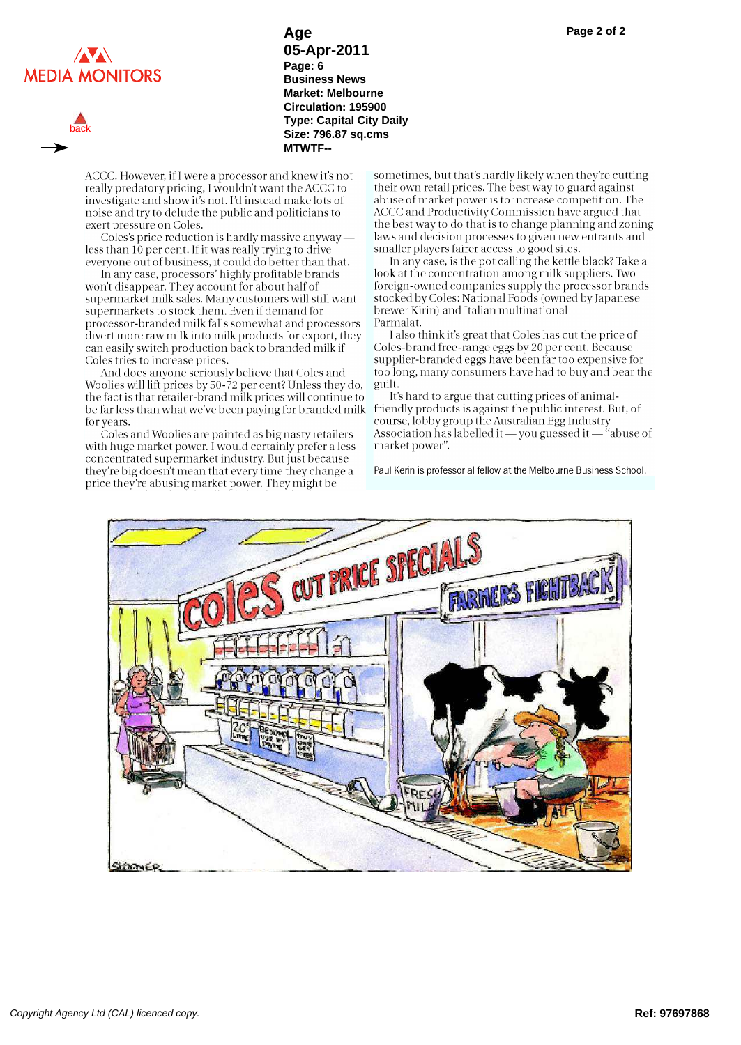ACCC. However, if I were a processor and knew it's not really predatory pricing, I wouldn't want the ACCC to investigate and show it's not. I'd instead make lots of noise and try to delude the public and politicians to exert pressure on Coles.

Coles's price reduction is hardly massive anyway — less than 10 per cent. If it was really trying to drive everyone out of business, it could do better than that.

In any case, processors' highly profitable brands won't disappear. They account for about half of supermarket milk sales. Many customers will still want supermarkets to stock them. Even if demand for processor-branded milk falls somewhat and processors divert more raw milk into milk products for export, they can easily switch production back to branded milk if Coles tries to increase prices.

And does anyone seriously believe that Coles and Woolies will lift prices by 50-72 per cent? Unless they do, the fact is that retailer-brand milk prices will continue to be far less than what we've been paying for branded milk for years.

Coles and Woolies are painted as big nasty retailers with huge market power. I would certainly prefer a less concentrated supermarket industry. But just because they're big doesn't mean that every time they change a price they're abusing market power. They might be sometimes, but that's hardly likely when they're cutting their own retail prices. The best way to guard against abuse of market power is to increase competition. The ACCC and Productivity Commission have argued that the best way to do that is to change planning and zoning laws and decision processes to given new entrants and smaller players fairer access to good sites.

In any case, is the pot calling the kettle black? Take a look at the concentration among milk suppliers. Two foreign-owned companies supply the processor brands stocked by Coles: National Foods (owned by Japanese brewer Kirin) and Italian multinational Parmalat.

I also think it's great that Coles has cut the price of Coles-brand free-range eggs by 20 per cent. Because supplier-branded eggs have been far too expensive for too long, many consumers have had to buy and bear the guilt.

It's hard to argue that cutting prices of animal-friendly products is against the public interest. But, of course, lobby group the Australian Egg Industry Association has labelled it — you guessed it — "abuse of market power".

Paul Kerin is professorial fellow at the Melbourne Business School.